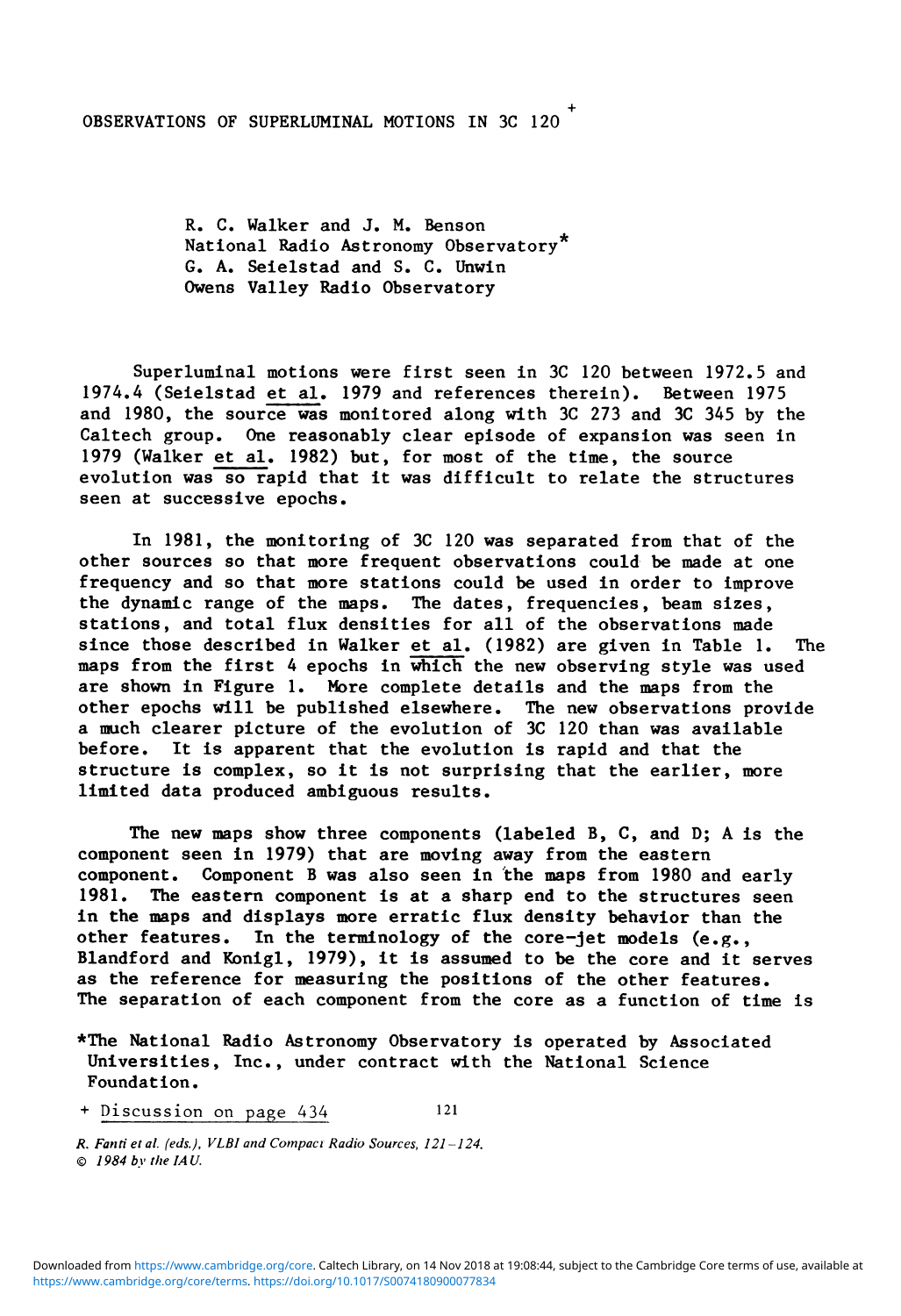# OBSERVATIONS OF SUPERLUMINAL MOTIONS IN 3C 120 +

R. C. Walker and J. M. Benson
National Radio Astronomy Observatory*
G. A. Seielstad and S. C. Unwin
Owens Valley Radio Observatory

Superluminal motions were first seen in 3C 120 between 1972.5 and 1974.4 (Seielstad et al. 1979 and references therein). Between 1975 and 1980, the source was monitored along with 3C 273 and 3C 345 by the Caltech group. One reasonably clear episode of expansion was seen in 1979 (Walker et al. 1982) but, for most of the time, the source evolution was so rapid that it was difficult to relate the structures seen at successive epochs.

In 1981, the monitoring of 3C 120 was separated from that of the other sources so that more frequent observations could be made at one frequency and so that more stations could be used in order to improve the dynamic range of the maps. The dates, frequencies, beam sizes, stations, and total flux densities for all of the observations made since those described in Walker et al. (1982) are given in Table 1. The maps from the first 4 epochs in which the new observing style was used are shown in Figure 1. More complete details and the maps from the other epochs will be published elsewhere. The new observations provide a much clearer picture of the evolution of 3C 120 than was available before. It is apparent that the evolution is rapid and that the structure is complex, so it is not surprising that the earlier, more limited data produced ambiguous results.

The new maps show three components (labeled B, C, and D; A is the component seen in 1979) that are moving away from the eastern component. Component B was also seen in the maps from 1980 and early 1981. The eastern component is at a sharp end to the structures seen in the maps and displays more erratic flux density behavior than the other features. In the terminology of the core-jet models (e.g., Blandford and Konigl, 1979), it is assumed to be the core and it serves as the reference for measuring the positions of the other features. The separation of each component from the core as a function of time is

*The National Radio Astronomy Observatory is operated by Associated Universities, Inc., under contract with the National Science Foundation.

+ Discussion on page 434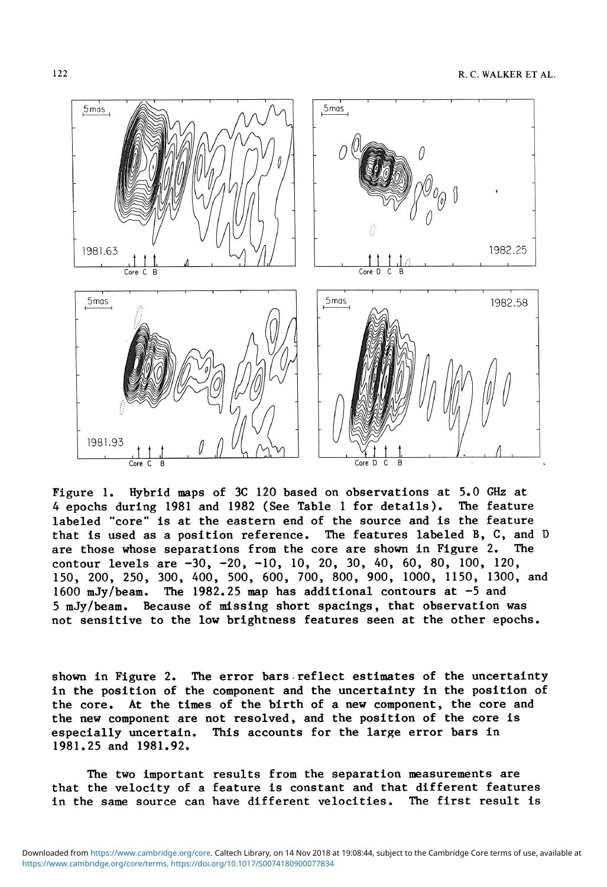Figure 1. Hybrid maps of 3C 120 based on observations at 5.0 GHz at 4 epochs during 1981 and 1982 (See Table 1 for details). The feature labeled "core" is at the eastern end of the source and is the feature that is used as a position reference. The features labeled B, C, and D are those whose separations from the core are shown in Figure 2. The contour levels are −30, −20, −10, 10, 20, 30, 40, 60, 80, 100, 120, 150, 200, 250, 300, 400, 500, 600, 700, 800, 900, 1000, 1150, 1300, and 1600 mJy/beam. The 1982.25 map has additional contours at −5 and 5 mJy/beam. Because of missing short spacings, that observation was not sensitive to the low brightness features seen at the other epochs.

shown in Figure 2. The error bars reflect estimates of the uncertainty in the position of the component and the uncertainty in the position of the core. At the times of the birth of a new component, the core and the new component are not resolved, and the position of the core is especially uncertain. This accounts for the large error bars in 1981.25 and 1981.92.

The two important results from the separation measurements are that the velocity of a feature is constant and that different features in the same source can have different velocities. The first result is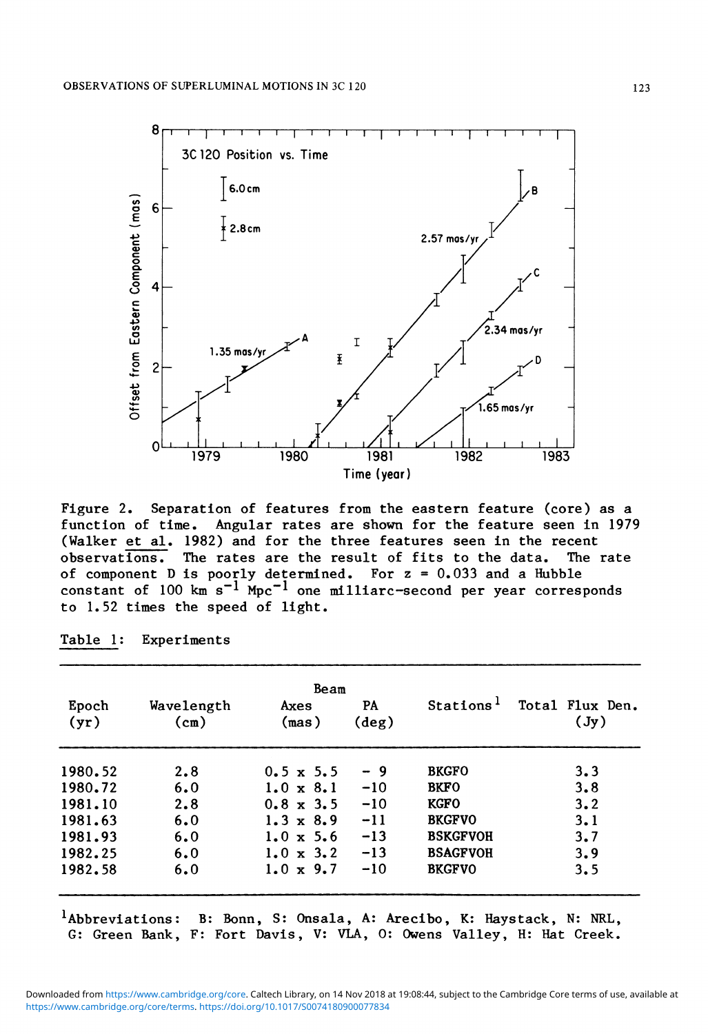Figure 2. Separation of features from the eastern feature (core) as a function of time. Angular rates are shown for the feature seen in 1979 (Walker et al. 1982) and for the three features seen in the recent observations. The rates are the result of fits to the data. The rate of component D is poorly determined. For z = 0.033 and a Hubble constant of 100 km $s^{-1}$ $Mpc^{-1}$ one milliarc-second per year corresponds to 1.52 times the speed of light.

Table 1: Experiments

| Epoch (yr) | Wavelength (cm) | Beam Axes (mas) | Beam PA (deg) | Stations[1] | Total Flux Den. (Jy) |
|---|---|---|---|---|---|
| 1980.52 | 2.8 | 0.5 x 5.5 | − 9 | BKGFO | 3.3 |
| 1980.72 | 6.0 | 1.0 x 8.1 | −10 | BKFO | 3.8 |
| 1981.10 | 2.8 | 0.8 x 3.5 | −10 | KGFO | 3.2 |
| 1981.63 | 6.0 | 1.3 x 8.9 | −11 | BKGFVO | 3.1 |
| 1981.93 | 6.0 | 1.0 x 5.6 | −13 | BSKGFVOH | 3.7 |
| 1982.25 | 6.0 | 1.0 x 3.2 | −13 | BSAGFVOH | 3.9 |
| 1982.58 | 6.0 | 1.0 x 9.7 | −10 | BKGFVO | 3.5 |

[1]Abbreviations: B: Bonn, S: Onsala, A: Arecibo, K: Haystack, N: NRL, G: Green Bank, F: Fort Davis, V: VLA, O: Owens Valley, H: Hat Creek.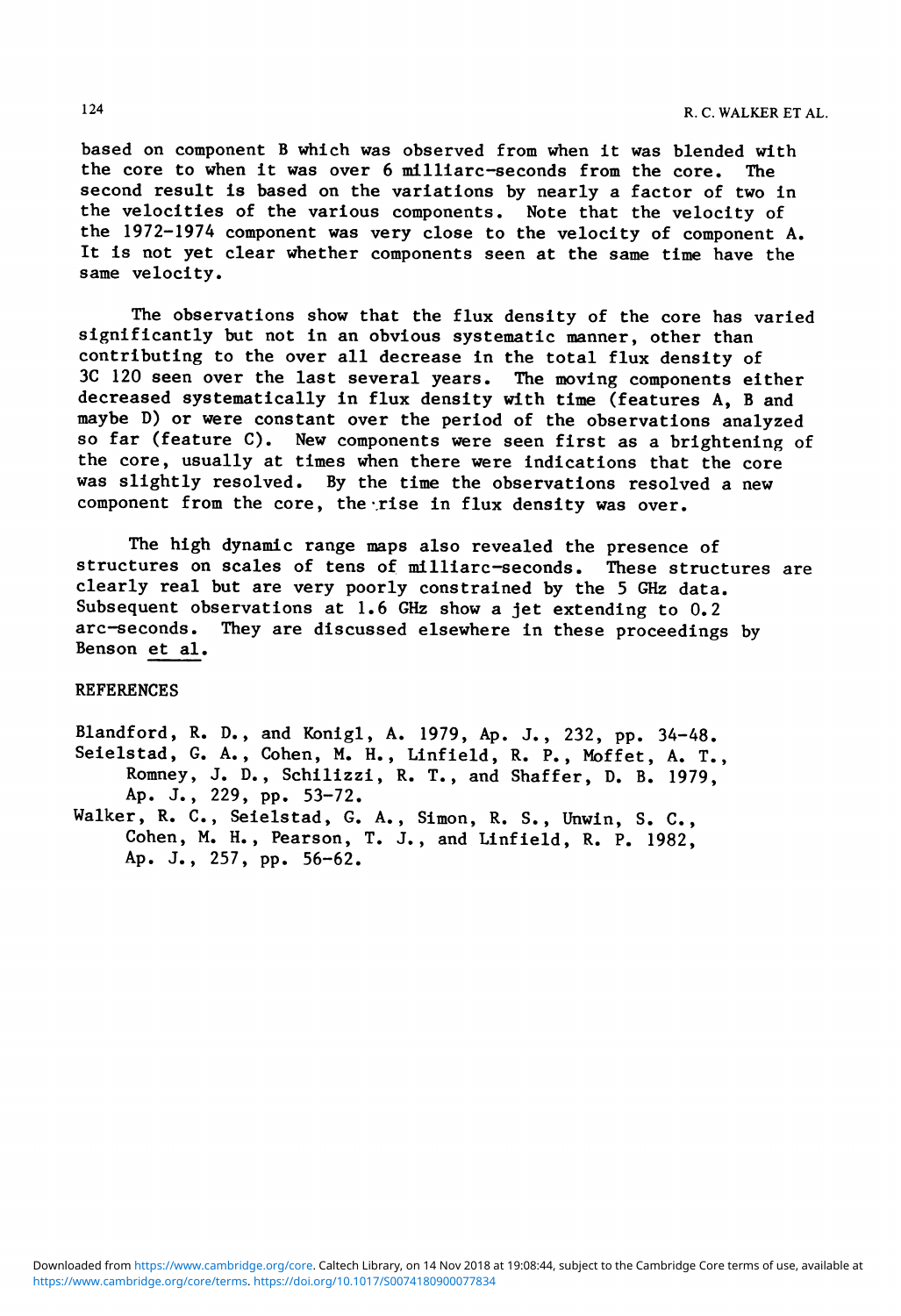based on component B which was observed from when it was blended with the core to when it was over 6 milliarc-seconds from the core. The second result is based on the variations by nearly a factor of two in the velocities of the various components. Note that the velocity of the 1972-1974 component was very close to the velocity of component A. It is not yet clear whether components seen at the same time have the same velocity.

The observations show that the flux density of the core has varied significantly but not in an obvious systematic manner, other than contributing to the over all decrease in the total flux density of 3C 120 seen over the last several years. The moving components either decreased systematically in flux density with time (features A, B and maybe D) or were constant over the period of the observations analyzed so far (feature C). New components were seen first as a brightening of the core, usually at times when there were indications that the core was slightly resolved. By the time the observations resolved a new component from the core, the rise in flux density was over.

The high dynamic range maps also revealed the presence of structures on scales of tens of milliarc-seconds. These structures are clearly real but are very poorly constrained by the 5 GHz data. Subsequent observations at 1.6 GHz show a jet extending to 0.2 arc-seconds. They are discussed elsewhere in these proceedings by Benson *et al.*

## REFERENCES

Blandford, R. D., and Konigl, A. 1979, Ap. J., 232, pp. 34-48.

Seielstad, G. A., Cohen, M. H., Linfield, R. P., Moffet, A. T., Romney, J. D., Schilizzi, R. T., and Shaffer, D. B. 1979, Ap. J., 229, pp. 53-72.

Walker, R. C., Seielstad, G. A., Simon, R. S., Unwin, S. C., Cohen, M. H., Pearson, T. J., and Linfield, R. P. 1982, Ap. J., 257, pp. 56-62.